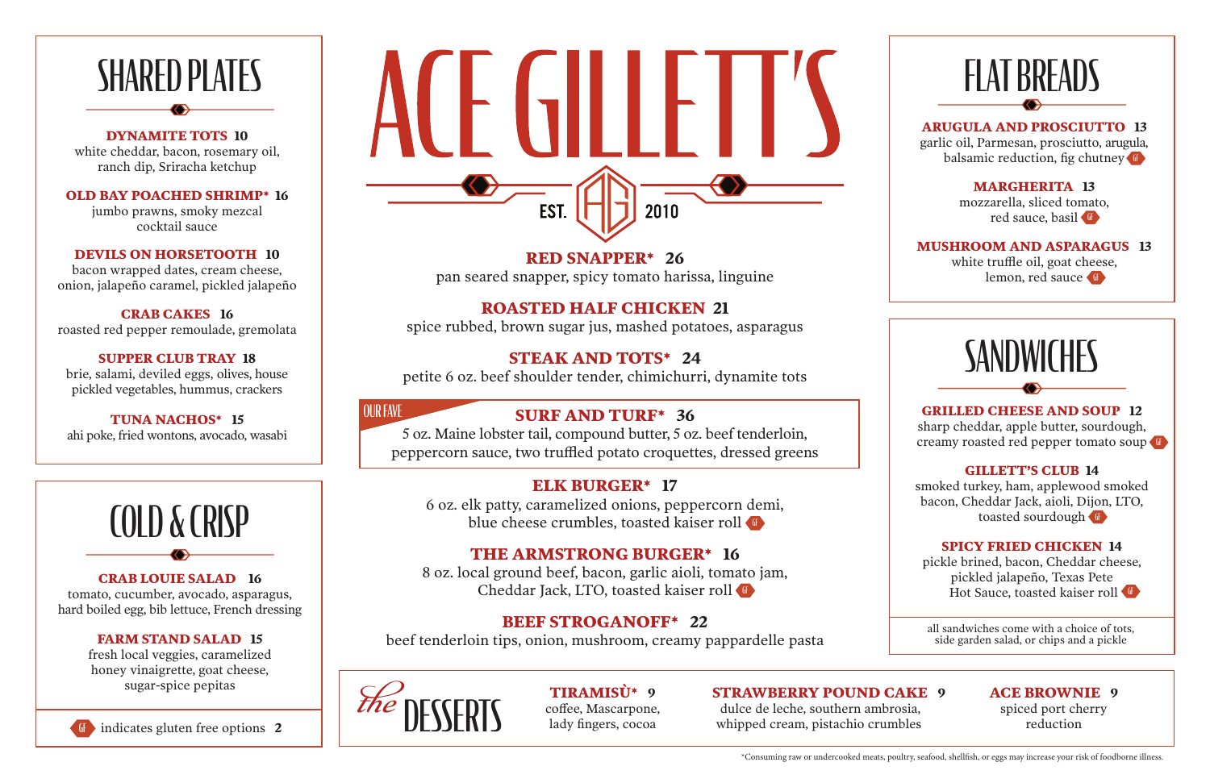# ACE GILLETT'S

EST. 2010

## SHARED PLATES

**DYNAMITE TOTS 10**
white cheddar, bacon, rosemary oil, ranch dip, Sriracha ketchup

**OLD BAY POACHED SHRIMP* 16**
jumbo prawns, smoky mezcal cocktail sauce

**DEVILS ON HORSETOOTH 10**
bacon wrapped dates, cream cheese, onion, jalapeño caramel, pickled jalapeño

**CRAB CAKES 16**
roasted red pepper remoulade, gremolata

**SUPPER CLUB TRAY 18**
brie, salami, deviled eggs, olives, house pickled vegetables, hummus, crackers

**TUNA NACHOS* 15**
ahi poke, fried wontons, avocado, wasabi

## COLD & CRISP

**CRAB LOUIE SALAD 16**
tomato, cucumber, avocado, asparagus, hard boiled egg, bib lettuce, French dressing

**FARM STAND SALAD 15**
fresh local veggies, caramelized honey vinaigrette, goat cheese, sugar-spice pepitas

GF indicates gluten free options **2**

## ENTRÉES

**RED SNAPPER* 26**
pan seared snapper, spicy tomato harissa, linguine

**ROASTED HALF CHICKEN 21**
spice rubbed, brown sugar jus, mashed potatoes, asparagus

**STEAK AND TOTS* 24**
petite 6 oz. beef shoulder tender, chimichurri, dynamite tots

OUR FAVE
**SURF AND TURF* 36**
5 oz. Maine lobster tail, compound butter, 5 oz. beef tenderloin, peppercorn sauce, two truffled potato croquettes, dressed greens

**ELK BURGER* 17**
6 oz. elk patty, caramelized onions, peppercorn demi, blue cheese crumbles, toasted kaiser roll GF

**THE ARMSTRONG BURGER* 16**
8 oz. local ground beef, bacon, garlic aioli, tomato jam, Cheddar Jack, LTO, toasted kaiser roll GF

**BEEF STROGANOFF* 22**
beef tenderloin tips, onion, mushroom, creamy pappardelle pasta

## FLAT BREADS

**ARUGULA AND PROSCIUTTO 13**
garlic oil, Parmesan, prosciutto, arugula, balsamic reduction, fig chutney GF

**MARGHERITA 13**
mozzarella, sliced tomato, red sauce, basil GF

**MUSHROOM AND ASPARAGUS 13**
white truffle oil, goat cheese, lemon, red sauce GF

## SANDWICHES

**GRILLED CHEESE AND SOUP 12**
sharp cheddar, apple butter, sourdough, creamy roasted red pepper tomato soup GF

**GILLETT'S CLUB 14**
smoked turkey, ham, applewood smoked bacon, Cheddar Jack, aioli, Dijon, LTO, toasted sourdough GF

**SPICY FRIED CHICKEN 14**
pickle brined, bacon, Cheddar cheese, pickled jalapeño, Texas Pete Hot Sauce, toasted kaiser roll GF

all sandwiches come with a choice of tots, side garden salad, or chips and a pickle

## *the* DESSERTS

**TIRAMISÙ* 9**
coffee, Mascarpone, lady fingers, cocoa

**STRAWBERRY POUND CAKE 9**
dulce de leche, southern ambrosia, whipped cream, pistachio crumbles

**ACE BROWNIE 9**
spiced port cherry reduction

*Consuming raw or undercooked meats, poultry, seafood, shellfish, or eggs may increase your risk of foodborne illness.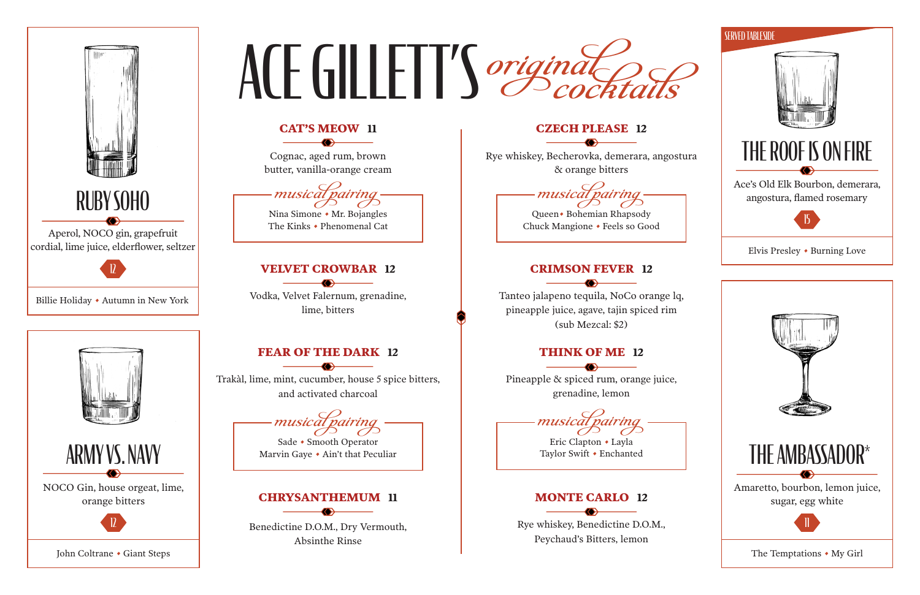# ACE GILLETT'S *original cocktails*

## RUBY SOHO

Aperol, NOCO gin, grapefruit cordial, lime juice, elderflower, seltzer

12

Billie Holiday ◆ Autumn in New York

## ARMY VS. NAVY

NOCO Gin, house orgeat, lime, orange bitters

12

John Coltrane ◆ Giant Steps

## CAT'S MEOW 11

Cognac, aged rum, brown butter, vanilla-orange cream

*musical pairing*

Nina Simone ◆ Mr. Bojangles
The Kinks ◆ Phenomenal Cat

## VELVET CROWBAR 12

Vodka, Velvet Falernum, grenadine, lime, bitters

## FEAR OF THE DARK 12

Trakàl, lime, mint, cucumber, house 5 spice bitters, and activated charcoal

*musical pairing*

Sade ◆ Smooth Operator
Marvin Gaye ◆ Ain't that Peculiar

## CHRYSANTHEMUM 11

Benedictine D.O.M., Dry Vermouth, Absinthe Rinse

## CZECH PLEASE 12

Rye whiskey, Becherovka, demerara, angostura & orange bitters

*musical pairing*

Queen ◆ Bohemian Rhapsody
Chuck Mangione ◆ Feels so Good

## CRIMSON FEVER 12

Tanteo jalapeno tequila, NoCo orange lq, pineapple juice, agave, tajin spiced rim (sub Mezcal: $2)

## THINK OF ME 12

Pineapple & spiced rum, orange juice, grenadine, lemon

*musical pairing*

Eric Clapton ◆ Layla
Taylor Swift ◆ Enchanted

## MONTE CARLO 12

Rye whiskey, Benedictine D.O.M., Peychaud's Bitters, lemon

SERVED TABLESIDE

## THE ROOF IS ON FIRE

Ace's Old Elk Bourbon, demerara, angostura, flamed rosemary

15

Elvis Presley ◆ Burning Love

## THE AMBASSADOR*

Amaretto, bourbon, lemon juice, sugar, egg white

11

The Temptations ◆ My Girl